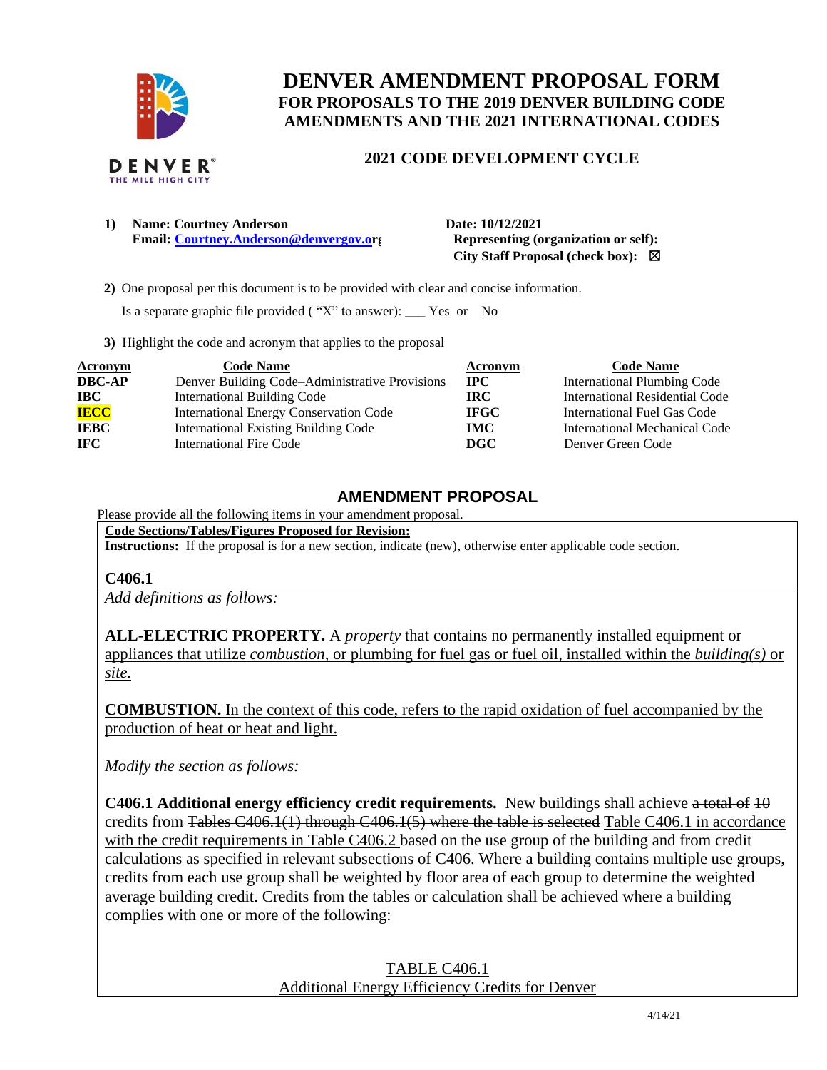# DENVER AMENDMENT PROPOSAL FORM

## FOR PROPOSALS TO THE 2019 DENVER BUILDING CODE AMENDMENTS AND THE 2021 INTERNATIONAL CODES

### 2021 CODE DEVELOPMENT CYCLE

1) **Name: Courtney Anderson**
   **Email: Courtney.Anderson@denvergov.org**

   **Date: 10/12/2021**
   **Representing (organization or self):**
   **City Staff Proposal (check box):** ☒

2) One proposal per this document is to be provided with clear and concise information.

   Is a separate graphic file provided ( "X" to answer): ___ Yes or No

3) Highlight the code and acronym that applies to the proposal

| Acronym | Code Name | Acronym | Code Name |
|---|---|---|---|
| DBC-AP | Denver Building Code–Administrative Provisions | IPC | International Plumbing Code |
| IBC | International Building Code | IRC | International Residential Code |
| **IECC** | International Energy Conservation Code | IFGC | International Fuel Gas Code |
| IEBC | International Existing Building Code | IMC | International Mechanical Code |
| IFC | International Fire Code | DGC | Denver Green Code |

## AMENDMENT PROPOSAL

Please provide all the following items in your amendment proposal.

**Code Sections/Tables/Figures Proposed for Revision:**

**Instructions:** If the proposal is for a new section, indicate (new), otherwise enter applicable code section.

**C406.1**

*Add definitions as follows:*

**ALL-ELECTRIC PROPERTY.** A *property* that contains no permanently installed equipment or appliances that utilize *combustion*, or plumbing for fuel gas or fuel oil, installed within the *building(s)* or *site.*

**COMBUSTION.** In the context of this code, refers to the rapid oxidation of fuel accompanied by the production of heat or heat and light.

*Modify the section as follows:*

**C406.1 Additional energy efficiency credit requirements.** New buildings shall achieve ~~a total of 10~~ credits from ~~Tables C406.1(1) through C406.1(5) where the table is selected~~ Table C406.1 in accordance with the credit requirements in Table C406.2 based on the use group of the building and from credit calculations as specified in relevant subsections of C406. Where a building contains multiple use groups, credits from each use group shall be weighted by floor area of each group to determine the weighted average building credit. Credits from the tables or calculation shall be achieved where a building complies with one or more of the following:

TABLE C406.1
Additional Energy Efficiency Credits for Denver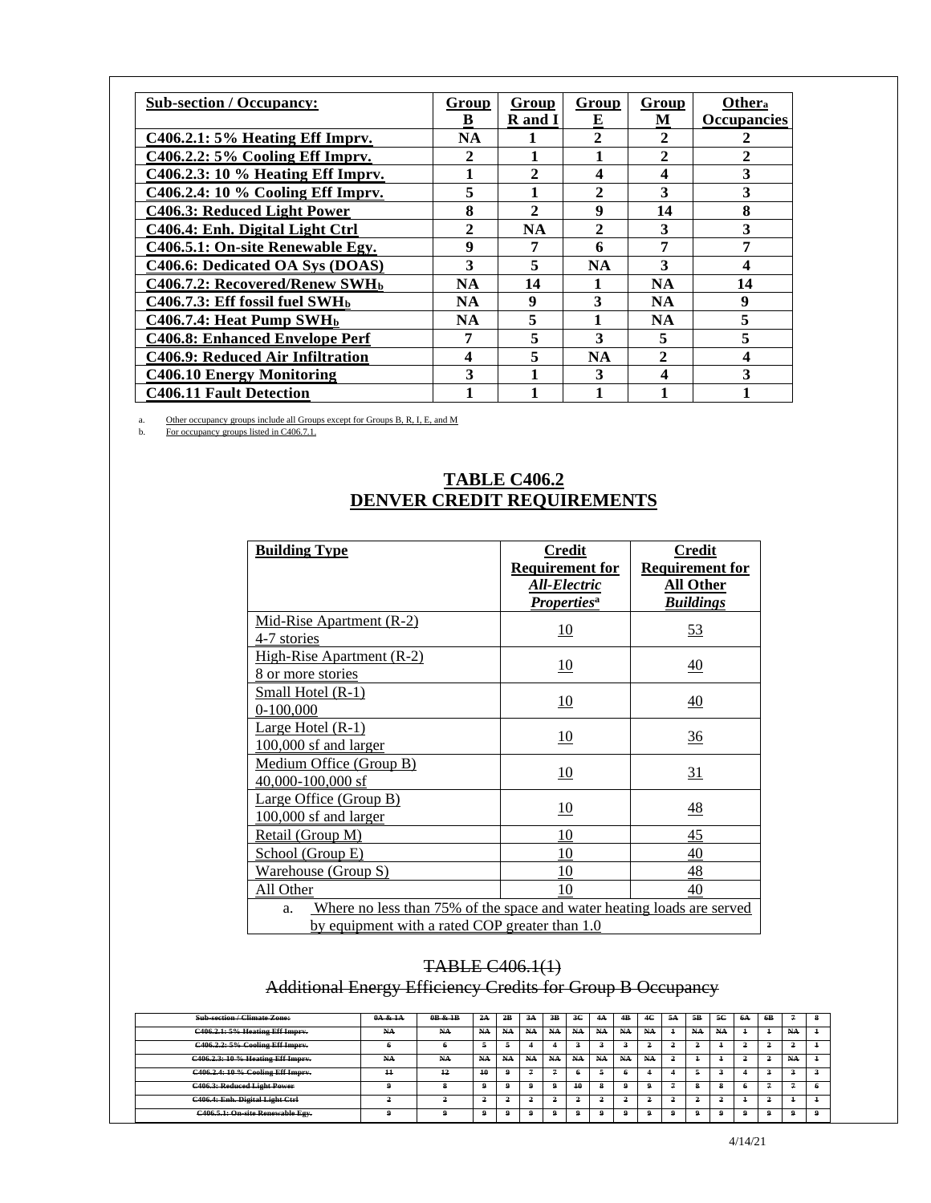| Sub-section / Occupancy: | Group B | Group R and I | Group E | Group M | Other[a] Occupancies |
|---|---|---|---|---|---|
| **C406.2.1: 5% Heating Eff Imprv.** | **NA** | **1** | **2** | **2** | **2** |
| **C406.2.2: 5% Cooling Eff Imprv.** | **2** | **1** | **1** | **2** | **2** |
| **C406.2.3: 10 % Heating Eff Imprv.** | **1** | **2** | **4** | **4** | **3** |
| **C406.2.4: 10 % Cooling Eff Imprv.** | **5** | **1** | **2** | **3** | **3** |
| **C406.3: Reduced Light Power** | **8** | **2** | **9** | **14** | **8** |
| **C406.4: Enh. Digital Light Ctrl** | **2** | **NA** | **2** | **3** | **3** |
| **C406.5.1: On-site Renewable Egy.** | **9** | **7** | **6** | **7** | **7** |
| **C406.6: Dedicated OA Sys (DOAS)** | **3** | **5** | **NA** | **3** | **4** |
| **C406.7.2: Recovered/Renew SWH[b]** | **NA** | **14** | **1** | **NA** | **14** |
| **C406.7.3: Eff fossil fuel SWH[b]** | **NA** | **9** | **3** | **NA** | **9** |
| **C406.7.4: Heat Pump SWH[b]** | **NA** | **5** | **1** | **NA** | **5** |
| **C406.8: Enhanced Envelope Perf** | **7** | **5** | **3** | **5** | **5** |
| **C406.9: Reduced Air Infiltration** | **4** | **5** | **NA** | **2** | **4** |
| **C406.10 Energy Monitoring** | **3** | **1** | **3** | **4** | **3** |
| **C406.11 Fault Detection** | **1** | **1** | **1** | **1** | **1** |

a. Other occupancy groups include all Groups except for Groups B, R, I, E, and M

b. For occupancy groups listed in C406.7.1.

## TABLE C406.2
## DENVER CREDIT REQUIREMENTS

| Building Type | Credit Requirement for *All-Electric Properties*[a] | Credit Requirement for All Other *Buildings* |
|---|---|---|
| Mid-Rise Apartment (R-2) 4-7 stories | 10 | 53 |
| High-Rise Apartment (R-2) 8 or more stories | 10 | 40 |
| Small Hotel (R-1) 0-100,000 | 10 | 40 |
| Large Hotel (R-1) 100,000 sf and larger | 10 | 36 |
| Medium Office (Group B) 40,000-100,000 sf | 10 | 31 |
| Large Office (Group B) 100,000 sf and larger | 10 | 48 |
| Retail (Group M) | 10 | 45 |
| School (Group E) | 10 | 40 |
| Warehouse (Group S) | 10 | 48 |
| All Other | 10 | 40 |

a. Where no less than 75% of the space and water heating loads are served by equipment with a rated COP greater than 1.0

~~TABLE C406.1(1)~~

~~Additional Energy Efficiency Credits for Group B Occupancy~~

| ~~Sub-section / Climate Zone:~~ | ~~0A & 1A~~ | ~~0B & 1B~~ | ~~2A~~ | ~~2B~~ | ~~3A~~ | ~~3B~~ | ~~3C~~ | ~~4A~~ | ~~4B~~ | ~~4C~~ | ~~5A~~ | ~~5B~~ | ~~5C~~ | ~~6A~~ | ~~6B~~ | ~~7~~ | ~~8~~ |
|---|---|---|---|---|---|---|---|---|---|---|---|---|---|---|---|---|---|
| ~~C406.2.1: 5% Heating Eff Imprv.~~ | ~~NA~~ | ~~NA~~ | ~~NA~~ | ~~NA~~ | ~~NA~~ | ~~NA~~ | ~~NA~~ | ~~NA~~ | ~~NA~~ | ~~NA~~ | ~~1~~ | ~~NA~~ | ~~NA~~ | ~~1~~ | ~~1~~ | ~~NA~~ | ~~1~~ |
| ~~C406.2.2: 5% Cooling Eff Imprv.~~ | ~~6~~ | ~~6~~ | ~~5~~ | ~~5~~ | ~~4~~ | ~~4~~ | ~~3~~ | ~~3~~ | ~~3~~ | ~~2~~ | ~~2~~ | ~~2~~ | ~~1~~ | ~~2~~ | ~~2~~ | ~~2~~ | ~~1~~ |
| ~~C406.2.3: 10 % Heating Eff Imprv.~~ | ~~NA~~ | ~~NA~~ | ~~NA~~ | ~~NA~~ | ~~NA~~ | ~~NA~~ | ~~NA~~ | ~~NA~~ | ~~NA~~ | ~~NA~~ | ~~2~~ | ~~1~~ | ~~1~~ | ~~2~~ | ~~2~~ | ~~NA~~ | ~~1~~ |
| ~~C406.2.4: 10 % Cooling Eff Imprv.~~ | ~~11~~ | ~~12~~ | ~~10~~ | ~~9~~ | ~~7~~ | ~~7~~ | ~~6~~ | ~~5~~ | ~~6~~ | ~~4~~ | ~~4~~ | ~~5~~ | ~~3~~ | ~~4~~ | ~~3~~ | ~~3~~ | ~~3~~ |
| ~~C406.3: Reduced Light Power~~ | ~~9~~ | ~~8~~ | ~~9~~ | ~~9~~ | ~~9~~ | ~~9~~ | ~~10~~ | ~~8~~ | ~~9~~ | ~~9~~ | ~~7~~ | ~~8~~ | ~~8~~ | ~~6~~ | ~~7~~ | ~~7~~ | ~~6~~ |
| ~~C406.4: Enh. Digital Light Ctrl~~ | ~~2~~ | ~~2~~ | ~~2~~ | ~~2~~ | ~~2~~ | ~~2~~ | ~~2~~ | ~~2~~ | ~~2~~ | ~~2~~ | ~~2~~ | ~~2~~ | ~~2~~ | ~~1~~ | ~~2~~ | ~~1~~ | ~~1~~ |
| ~~C406.5.1: On-site Renewable Egy.~~ | ~~9~~ | ~~9~~ | ~~9~~ | ~~9~~ | ~~9~~ | ~~9~~ | ~~9~~ | ~~9~~ | ~~9~~ | ~~9~~ | ~~9~~ | ~~9~~ | ~~9~~ | ~~9~~ | ~~9~~ | ~~9~~ | ~~9~~ |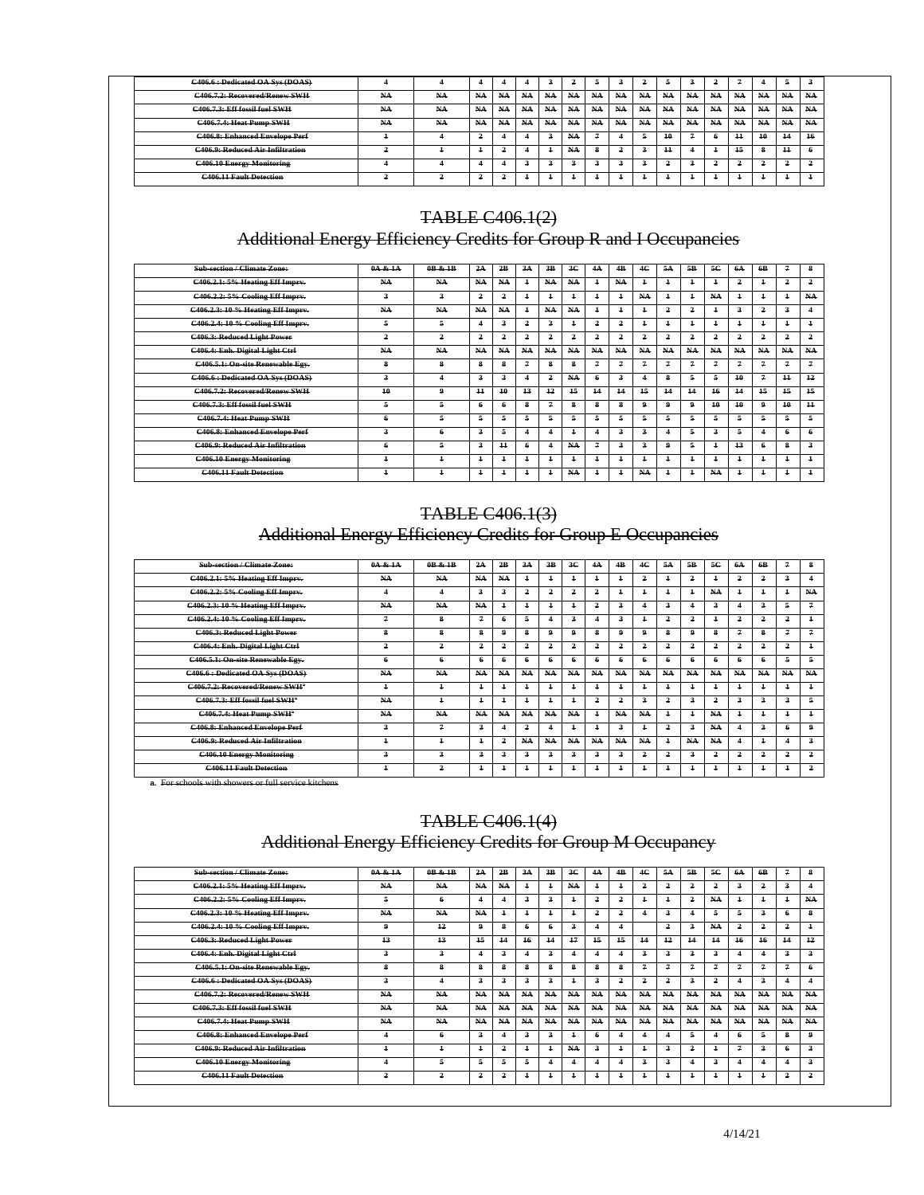| | | | | | | | | | | | | | | | | | |
|---|---|---|---|---|---|---|---|---|---|---|---|---|---|---|---|---|---|
| C406.6 : Dedicated OA Sys (DOAS) | 4 | 4 | 4 | 4 | 4 | 3 | 2 | 5 | 3 | 2 | 5 | 3 | 2 | 7 | 4 | 5 | 3 |
| C406.7.2: Recovered/Renew SWH | NA | NA | NA | NA | NA | NA | NA | NA | NA | NA | NA | NA | NA | NA | NA | NA | NA |
| C406.7.3: Eff fossil fuel SWH | NA | NA | NA | NA | NA | NA | NA | NA | NA | NA | NA | NA | NA | NA | NA | NA | NA |
| C406.7.4: Heat Pump SWH | NA | NA | NA | NA | NA | NA | NA | NA | NA | NA | NA | NA | NA | NA | NA | NA | NA |
| C406.8: Enhanced Envelope Perf | 1 | 1 | 2 | 4 | 4 | 3 | NA | 7 | 4 | 5 | 10 | 7 | 6 | 11 | 10 | 14 | 16 |
| C406.9: Reduced Air Infiltration | 2 | 1 | 1 | 2 | 4 | 1 | NA | 8 | 2 | 3 | 11 | 4 | 1 | 15 | 8 | 11 | 6 |
| C406.10 Energy Monitoring | 4 | 4 | 4 | 4 | 3 | 3 | 3 | 3 | 3 | 3 | 2 | 3 | 2 | 2 | 2 | 2 | 2 |
| C406.11 Fault Detection | 2 | 2 | 2 | 2 | 1 | 1 | 1 | 1 | 1 | 1 | 1 | 1 | 1 | 1 | 1 | 1 | 1 |

## ~~TABLE C406.1(2)~~
## ~~Additional Energy Efficiency Credits for Group R and I Occupancies~~

| Sub-section / Climate Zone: | 0A & 1A | 0B & 1B | 2A | 2B | 3A | 3B | 3C | 4A | 4B | 4C | 5A | 5B | 5C | 6A | 6B | 7 | 8 |
|---|---|---|---|---|---|---|---|---|---|---|---|---|---|---|---|---|---|
| C406.2.1: 5% Heating Eff Imprv. | NA | NA | NA | NA | 1 | NA | NA | 1 | NA | 1 | 1 | 1 | 1 | 2 | 1 | 2 | 2 |
| C406.2.2: 5% Cooling Eff Imprv. | 3 | 3 | 2 | 2 | 1 | 1 | 1 | 1 | 1 | NA | 1 | 1 | NA | 1 | 1 | 1 | NA |
| C406.2.3: 10 % Heating Eff Imprv. | NA | NA | NA | NA | 1 | NA | NA | 1 | 1 | 1 | 2 | 2 | 1 | 3 | 2 | 3 | 4 |
| C406.2.4: 10 % Cooling Eff Imprv. | 5 | 5 | 4 | 3 | 2 | 3 | 1 | 2 | 2 | 1 | 1 | 1 | 1 | 1 | 1 | 1 | 1 |
| C406.3: Reduced Light Power | 2 | 2 | 2 | 2 | 2 | 2 | 2 | 2 | 2 | 2 | 2 | 2 | 2 | 2 | 2 | 2 | 2 |
| C406.4: Enh. Digital Light Ctrl | NA | NA | NA | NA | NA | NA | NA | NA | NA | NA | NA | NA | NA | NA | NA | NA | NA |
| C406.5.1: On-site Renewable Egy. | 8 | 8 | 8 | 7 | 8 | 8 | 7 | 7 | 7 | 7 | 7 | 7 | 7 | 7 | 7 | 7 | 7 |
| C406.6 : Dedicated OA Sys (DOAS) | 3 | 4 | 3 | 3 | 4 | 2 | NA | 6 | 3 | 4 | 8 | 5 | 5 | 10 | 7 | 11 | 12 |
| C406.7.2: Recovered/Renew SWH | 10 | 9 | 11 | 10 | 13 | 12 | 15 | 14 | 14 | 15 | 14 | 14 | 16 | 14 | 15 | 15 | 15 |
| C406.7.3: Eff fossil fuel SWH | 5 | 5 | 6 | 6 | 8 | 7 | 8 | 8 | 8 | 9 | 9 | 9 | 10 | 10 | 9 | 10 | 11 |
| C406.7.4: Heat Pump SWH | 6 | 5 | 5 | 5 | 5 | 5 | 5 | 5 | 5 | 5 | 5 | 5 | 5 | 5 | 5 | 5 | 5 |
| C406.8: Enhanced Envelope Perf | 3 | 6 | 3 | 5 | 4 | 4 | 1 | 4 | 3 | 3 | 4 | 5 | 3 | 5 | 4 | 6 | 6 |
| C406.9: Reduced Air Infiltration | 6 | 5 | 3 | 11 | 6 | 4 | NA | 7 | 3 | 3 | 9 | 5 | 1 | 13 | 6 | 8 | 3 |
| C406.10 Energy Monitoring | 1 | 1 | 1 | 1 | 1 | 1 | 1 | 1 | 1 | 1 | 1 | 1 | 1 | 1 | 1 | 1 | 1 |
| C406.11 Fault Detection | 1 | 1 | 1 | 1 | 1 | 1 | NA | 1 | 1 | NA | 1 | 1 | NA | 1 | 1 | 1 | 1 |

## ~~TABLE C406.1(3)~~
## ~~Additional Energy Efficiency Credits for Group E Occupancies~~

| Sub-section / Climate Zone: | 0A & 1A | 0B & 1B | 2A | 2B | 3A | 3B | 3C | 4A | 4B | 4C | 5A | 5B | 5C | 6A | 6B | 7 | 8 |
|---|---|---|---|---|---|---|---|---|---|---|---|---|---|---|---|---|---|
| C406.2.1: 5% Heating Eff Imprv. | NA | NA | NA | NA | 1 | 1 | 1 | 1 | 1 | 2 | 1 | 2 | 1 | 2 | 2 | 3 | 4 |
| C406.2.2: 5% Cooling Eff Imprv. | 4 | 4 | 3 | 3 | 2 | 2 | 2 | 2 | 1 | 1 | 1 | 1 | NA | 1 | 1 | 1 | NA |
| C406.2.3: 10 % Heating Eff Imprv. | NA | NA | NA | 1 | 1 | 1 | 1 | 2 | 3 | 4 | 3 | 4 | 3 | 4 | 3 | 5 | 7 |
| C406.2.4: 10 % Cooling Eff Imprv. | 7 | 8 | 7 | 6 | 5 | 4 | 3 | 4 | 3 | 1 | 2 | 2 | 1 | 2 | 2 | 2 | 1 |
| C406.3: Reduced Light Power | 8 | 8 | 8 | 9 | 8 | 9 | 9 | 8 | 9 | 9 | 8 | 9 | 8 | 7 | 8 | 7 | 7 |
| C406.4: Enh. Digital Light Ctrl | 2 | 2 | 2 | 2 | 2 | 2 | 2 | 2 | 2 | 2 | 2 | 2 | 2 | 2 | 2 | 2 | 1 |
| C406.5.1: On-site Renewable Egy. | 6 | 6 | 6 | 6 | 6 | 6 | 6 | 6 | 6 | 6 | 6 | 6 | 6 | 6 | 6 | 5 | 5 |
| C406.6 : Dedicated OA Sys (DOAS) | NA | NA | NA | NA | NA | NA | NA | NA | NA | NA | NA | NA | NA | NA | NA | NA | NA |
| C406.7.2: Recovered/Renew SWH[a] | 1 | 1 | 1 | 1 | 1 | 1 | 1 | 1 | 1 | 1 | 1 | 1 | 1 | 1 | 1 | 1 | 1 |
| C406.7.3: Eff fossil fuel SWH[a] | NA | 1 | 1 | 1 | 1 | 1 | 1 | 2 | 2 | 3 | 2 | 3 | 2 | 3 | 3 | 3 | 5 |
| C406.7.4: Heat Pump SWH[a] | NA | NA | NA | NA | NA | NA | NA | 1 | NA | NA | 1 | 1 | NA | 1 | 1 | 1 | 1 |
| C406.8: Enhanced Envelope Perf | 3 | 7 | 3 | 4 | 2 | 4 | 1 | 1 | 3 | 1 | 2 | 3 | NA | 4 | 3 | 6 | 9 |
| C406.9: Reduced Air Infiltration | 1 | 1 | 1 | 2 | NA | NA | NA | NA | NA | NA | 1 | NA | NA | 4 | 1 | 4 | 3 |
| C406.10 Energy Monitoring | 3 | 3 | 3 | 3 | 3 | 3 | 3 | 3 | 3 | 2 | 2 | 3 | 2 | 2 | 2 | 2 | 2 |
| C406.11 Fault Detection | 1 | 2 | 1 | 1 | 1 | 1 | 1 | 1 | 1 | 1 | 1 | 1 | 1 | 1 | 1 | 1 | 2 |

a. ~~For schools with showers or full service kitchens~~

## ~~TABLE C406.1(4)~~
## ~~Additional Energy Efficiency Credits for Group M Occupancy~~

| Sub-section / Climate Zone: | 0A & 1A | 0B & 1B | 2A | 2B | 3A | 3B | 3C | 4A | 4B | 4C | 5A | 5B | 5C | 6A | 6B | 7 | 8 |
|---|---|---|---|---|---|---|---|---|---|---|---|---|---|---|---|---|---|
| C406.2.1: 5% Heating Eff Imprv. | NA | NA | NA | NA | 1 | 1 | NA | 1 | 1 | 2 | 2 | 2 | 2 | 3 | 2 | 3 | 4 |
| C406.2.2: 5% Cooling Eff Imprv. | 5 | 6 | 4 | 4 | 3 | 3 | 1 | 2 | 2 | 1 | 1 | 2 | NA | 1 | 1 | 1 | NA |
| C406.2.3: 10 % Heating Eff Imprv. | NA | NA | NA | 1 | 1 | 1 | 1 | 2 | 2 | 4 | 3 | 4 | 5 | 5 | 3 | 6 | 8 |
| C406.2.4: 10 % Cooling Eff Imprv. | 9 | 12 | 9 | 8 | 6 | 6 | 3 | 4 | 4 | | 2 | 3 | NA | 2 | 2 | 2 | 1 |
| C406.3: Reduced Light Power | 13 | 13 | 15 | 14 | 16 | 14 | 17 | 15 | 15 | 14 | 12 | 14 | 14 | 16 | 16 | 14 | 12 |
| C406.4: Enh. Digital Light Ctrl | 3 | 3 | 4 | 3 | 4 | 3 | 4 | 4 | 4 | 3 | 3 | 3 | 3 | 4 | 4 | 3 | 3 |
| C406.5.1: On-site Renewable Egy. | 8 | 8 | 8 | 8 | 8 | 8 | 8 | 8 | 8 | 7 | 7 | 7 | 7 | 7 | 7 | 7 | 6 |
| C406.6 : Dedicated OA Sys (DOAS) | 3 | 4 | 3 | 3 | 3 | 3 | 1 | 3 | 2 | 2 | 2 | 3 | 2 | 4 | 3 | 4 | 4 |
| C406.7.2: Recovered/Renew SWH | NA | NA | NA | NA | NA | NA | NA | NA | NA | NA | NA | NA | NA | NA | NA | NA | NA |
| C406.7.3: Eff fossil fuel SWH | NA | NA | NA | NA | NA | NA | NA | NA | NA | NA | NA | NA | NA | NA | NA | NA | NA |
| C406.7.4: Heat Pump SWH | NA | NA | NA | NA | NA | NA | NA | NA | NA | NA | NA | NA | NA | NA | NA | NA | NA |
| C406.8: Enhanced Envelope Perf | 4 | 6 | 3 | 4 | 3 | 3 | 1 | 6 | 4 | 4 | 4 | 5 | 4 | 6 | 5 | 8 | 9 |
| C406.9: Reduced Air Infiltration | 1 | 1 | 1 | 2 | 1 | 1 | NA | 3 | 1 | 1 | 3 | 2 | 1 | 7 | 3 | 6 | 3 |
| C406.10 Energy Monitoring | 4 | 5 | 5 | 5 | 5 | 4 | 4 | 4 | 4 | 3 | 3 | 4 | 3 | 4 | 4 | 4 | 3 |
| C406.11 Fault Detection | 2 | 2 | 2 | 2 | 1 | 1 | 1 | 1 | 1 | 1 | 1 | 1 | 1 | 1 | 1 | 2 | 2 |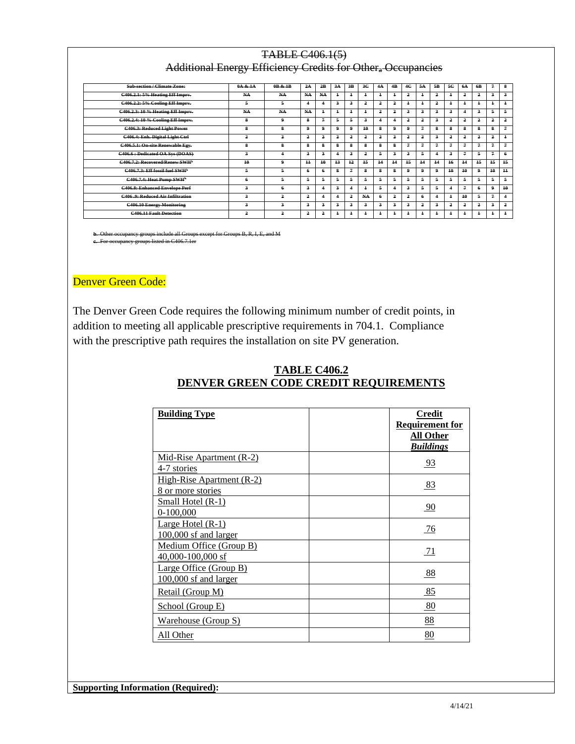~~TABLE C406.1(5)~~
~~Additional Energy Efficiency Credits for Other[a] Occupancies~~

| ~~Sub-section / Climate Zone:~~ | ~~0A & 1A~~ | ~~0B & 1B~~ | ~~2A~~ | ~~2B~~ | ~~3A~~ | ~~3B~~ | ~~3C~~ | ~~4A~~ | ~~4B~~ | ~~4C~~ | ~~5A~~ | ~~5B~~ | ~~5C~~ | ~~6A~~ | ~~6B~~ | ~~7~~ | ~~8~~ |
|---|---|---|---|---|---|---|---|---|---|---|---|---|---|---|---|---|---|
| ~~C406.2.1: 5% Heating Eff Imprv.~~ | ~~NA~~ | ~~NA~~ | ~~NA~~ | ~~NA~~ | ~~1~~ | ~~1~~ | ~~1~~ | ~~1~~ | ~~1~~ | ~~2~~ | ~~1~~ | ~~2~~ | ~~1~~ | ~~2~~ | ~~2~~ | ~~3~~ | ~~3~~ |
| ~~C406.2.2: 5% Cooling Eff Imprv.~~ | ~~5~~ | ~~5~~ | ~~4~~ | ~~4~~ | ~~3~~ | ~~3~~ | ~~2~~ | ~~2~~ | ~~2~~ | ~~1~~ | ~~1~~ | ~~2~~ | ~~1~~ | ~~1~~ | ~~1~~ | ~~1~~ | ~~1~~ |
| ~~C406.2.3: 10 % Heating Eff Imprv.~~ | ~~NA~~ | ~~NA~~ | ~~NA~~ | ~~1~~ | ~~1~~ | ~~1~~ | ~~1~~ | ~~2~~ | ~~2~~ | ~~3~~ | ~~3~~ | ~~3~~ | ~~3~~ | ~~4~~ | ~~3~~ | ~~5~~ | ~~5~~ |
| ~~C406.2.4: 10 % Cooling Eff Imprv.~~ | ~~8~~ | ~~9~~ | ~~8~~ | ~~7~~ | ~~5~~ | ~~5~~ | ~~3~~ | ~~4~~ | ~~4~~ | ~~2~~ | ~~2~~ | ~~3~~ | ~~2~~ | ~~2~~ | ~~2~~ | ~~2~~ | ~~2~~ |
| ~~C406.3: Reduced Light Power~~ | ~~8~~ | ~~8~~ | ~~9~~ | ~~9~~ | ~~9~~ | ~~9~~ | ~~10~~ | ~~8~~ | ~~9~~ | ~~9~~ | ~~7~~ | ~~8~~ | ~~8~~ | ~~8~~ | ~~8~~ | ~~8~~ | ~~7~~ |
| ~~C406.4: Enh. Digital Light Ctrl~~ | ~~2~~ | ~~2~~ | ~~2~~ | ~~2~~ | ~~2~~ | ~~2~~ | ~~2~~ | ~~2~~ | ~~2~~ | ~~2~~ | ~~2~~ | ~~3~~ | ~~2~~ | ~~2~~ | ~~2~~ | ~~2~~ | ~~1~~ |
| ~~C406.5.1: On-site Renewable Egy.~~ | ~~8~~ | ~~8~~ | ~~8~~ | ~~8~~ | ~~8~~ | ~~8~~ | ~~8~~ | ~~8~~ | ~~8~~ | ~~7~~ | ~~7~~ | ~~7~~ | ~~7~~ | ~~7~~ | ~~7~~ | ~~7~~ | ~~7~~ |
| ~~C406.6 : Dedicated OA Sys (DOAS)~~ | ~~3~~ | ~~4~~ | ~~3~~ | ~~3~~ | ~~4~~ | ~~3~~ | ~~2~~ | ~~5~~ | ~~3~~ | ~~3~~ | ~~5~~ | ~~4~~ | ~~3~~ | ~~7~~ | ~~5~~ | ~~7~~ | ~~6~~ |
| ~~C406.7.2: Recovered/Renew SWH[c]~~ | ~~10~~ | ~~9~~ | ~~11~~ | ~~10~~ | ~~13~~ | ~~12~~ | ~~15~~ | ~~14~~ | ~~14~~ | ~~15~~ | ~~14~~ | ~~14~~ | ~~16~~ | ~~14~~ | ~~15~~ | ~~15~~ | ~~15~~ |
| ~~C406.7.3: Eff fossil fuel SWH[c]~~ | ~~5~~ | ~~5~~ | ~~6~~ | ~~6~~ | ~~8~~ | ~~7~~ | ~~8~~ | ~~8~~ | ~~8~~ | ~~9~~ | ~~9~~ | ~~9~~ | ~~10~~ | ~~10~~ | ~~9~~ | ~~10~~ | ~~11~~ |
| ~~C406.7.4: Heat Pump SWH[c]~~ | ~~6~~ | ~~5~~ | ~~5~~ | ~~5~~ | ~~5~~ | ~~5~~ | ~~5~~ | ~~5~~ | ~~5~~ | ~~5~~ | ~~5~~ | ~~5~~ | ~~5~~ | ~~5~~ | ~~5~~ | ~~5~~ | ~~5~~ |
| ~~C406.8: Enhanced Envelope Perf~~ | ~~3~~ | ~~6~~ | ~~3~~ | ~~4~~ | ~~3~~ | ~~4~~ | ~~1~~ | ~~5~~ | ~~4~~ | ~~3~~ | ~~5~~ | ~~5~~ | ~~4~~ | ~~7~~ | ~~6~~ | ~~9~~ | ~~10~~ |
| ~~C406..9: Reduced Air Infiltration~~ | ~~3~~ | ~~2~~ | ~~2~~ | ~~4~~ | ~~4~~ | ~~2~~ | ~~NA~~ | ~~6~~ | ~~2~~ | ~~2~~ | ~~6~~ | ~~4~~ | ~~1~~ | ~~10~~ | ~~5~~ | ~~7~~ | ~~4~~ |
| ~~C406.10 Energy Monitoring~~ | ~~3~~ | ~~3~~ | ~~3~~ | ~~3~~ | ~~3~~ | ~~3~~ | ~~3~~ | ~~3~~ | ~~3~~ | ~~3~~ | ~~2~~ | ~~3~~ | ~~2~~ | ~~2~~ | ~~2~~ | ~~3~~ | ~~2~~ |
| ~~C406.11 Fault Detection~~ | ~~2~~ | ~~2~~ | ~~2~~ | ~~2~~ | ~~1~~ | ~~1~~ | ~~1~~ | ~~1~~ | ~~1~~ | ~~1~~ | ~~1~~ | ~~1~~ | ~~1~~ | ~~1~~ | ~~1~~ | ~~1~~ | ~~1~~ |

~~b. Other occupancy groups include all Groups except for Groups B, R, I, E, and M~~
~~c. For occupancy groups listed in C406.7.1er~~

Denver Green Code:

The Denver Green Code requires the following minimum number of credit points, in addition to meeting all applicable prescriptive requirements in 704.1. Compliance with the prescriptive path requires the installation on site PV generation.

**TABLE C406.2**
**DENVER GREEN CODE CREDIT REQUIREMENTS**

| **Building Type** | | **Credit Requirement for All Other *Buildings*** |
|---|---|---|
| Mid-Rise Apartment (R-2) 4-7 stories | | 93 |
| High-Rise Apartment (R-2) 8 or more stories | | 83 |
| Small Hotel (R-1) 0-100,000 | | 90 |
| Large Hotel (R-1) 100,000 sf and larger | | 76 |
| Medium Office (Group B) 40,000-100,000 sf | | 71 |
| Large Office (Group B) 100,000 sf and larger | | 88 |
| Retail (Group M) | | 85 |
| School (Group E) | | 80 |
| Warehouse (Group S) | | 88 |
| All Other | | 80 |

**Supporting Information (Required):**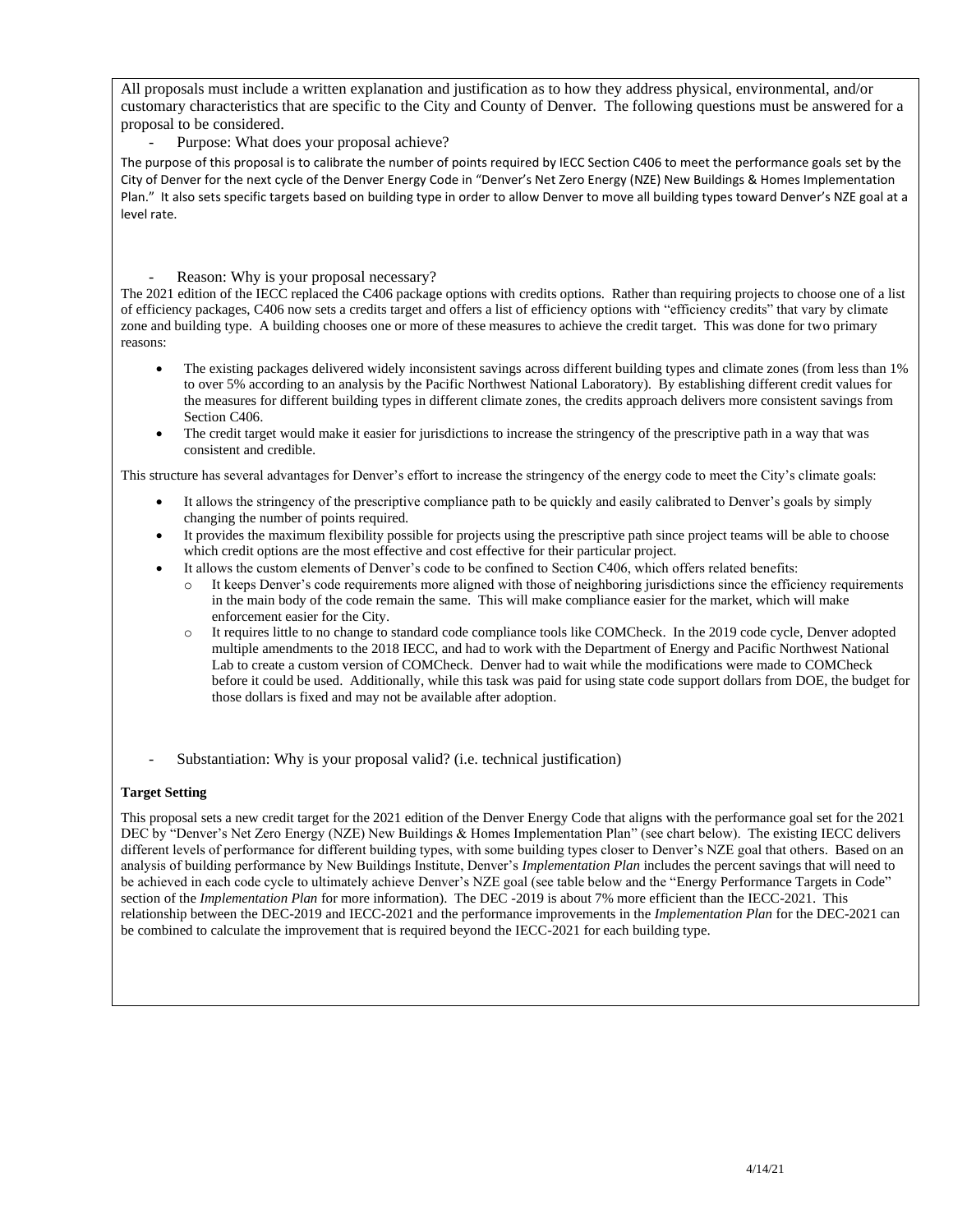All proposals must include a written explanation and justification as to how they address physical, environmental, and/or customary characteristics that are specific to the City and County of Denver. The following questions must be answered for a proposal to be considered.

- Purpose: What does your proposal achieve?

The purpose of this proposal is to calibrate the number of points required by IECC Section C406 to meet the performance goals set by the City of Denver for the next cycle of the Denver Energy Code in "Denver's Net Zero Energy (NZE) New Buildings & Homes Implementation Plan." It also sets specific targets based on building type in order to allow Denver to move all building types toward Denver's NZE goal at a level rate.

- Reason: Why is your proposal necessary?

The 2021 edition of the IECC replaced the C406 package options with credits options. Rather than requiring projects to choose one of a list of efficiency packages, C406 now sets a credits target and offers a list of efficiency options with "efficiency credits" that vary by climate zone and building type. A building chooses one or more of these measures to achieve the credit target. This was done for two primary reasons:

- The existing packages delivered widely inconsistent savings across different building types and climate zones (from less than 1% to over 5% according to an analysis by the Pacific Northwest National Laboratory). By establishing different credit values for the measures for different building types in different climate zones, the credits approach delivers more consistent savings from Section C406.
- The credit target would make it easier for jurisdictions to increase the stringency of the prescriptive path in a way that was consistent and credible.

This structure has several advantages for Denver's effort to increase the stringency of the energy code to meet the City's climate goals:

- It allows the stringency of the prescriptive compliance path to be quickly and easily calibrated to Denver's goals by simply changing the number of points required.
- It provides the maximum flexibility possible for projects using the prescriptive path since project teams will be able to choose which credit options are the most effective and cost effective for their particular project.
- It allows the custom elements of Denver's code to be confined to Section C406, which offers related benefits:
  - It keeps Denver's code requirements more aligned with those of neighboring jurisdictions since the efficiency requirements in the main body of the code remain the same. This will make compliance easier for the market, which will make enforcement easier for the City.
  - It requires little to no change to standard code compliance tools like COMCheck. In the 2019 code cycle, Denver adopted multiple amendments to the 2018 IECC, and had to work with the Department of Energy and Pacific Northwest National Lab to create a custom version of COMCheck. Denver had to wait while the modifications were made to COMCheck before it could be used. Additionally, while this task was paid for using state code support dollars from DOE, the budget for those dollars is fixed and may not be available after adoption.

- Substantiation: Why is your proposal valid? (i.e. technical justification)

**Target Setting**

This proposal sets a new credit target for the 2021 edition of the Denver Energy Code that aligns with the performance goal set for the 2021 DEC by "Denver's Net Zero Energy (NZE) New Buildings & Homes Implementation Plan" (see chart below). The existing IECC delivers different levels of performance for different building types, with some building types closer to Denver's NZE goal that others. Based on an analysis of building performance by New Buildings Institute, Denver's *Implementation Plan* includes the percent savings that will need to be achieved in each code cycle to ultimately achieve Denver's NZE goal (see table below and the "Energy Performance Targets in Code" section of the *Implementation Plan* for more information). The DEC -2019 is about 7% more efficient than the IECC-2021. This relationship between the DEC-2019 and IECC-2021 and the performance improvements in the *Implementation Plan* for the DEC-2021 can be combined to calculate the improvement that is required beyond the IECC-2021 for each building type.

4/14/21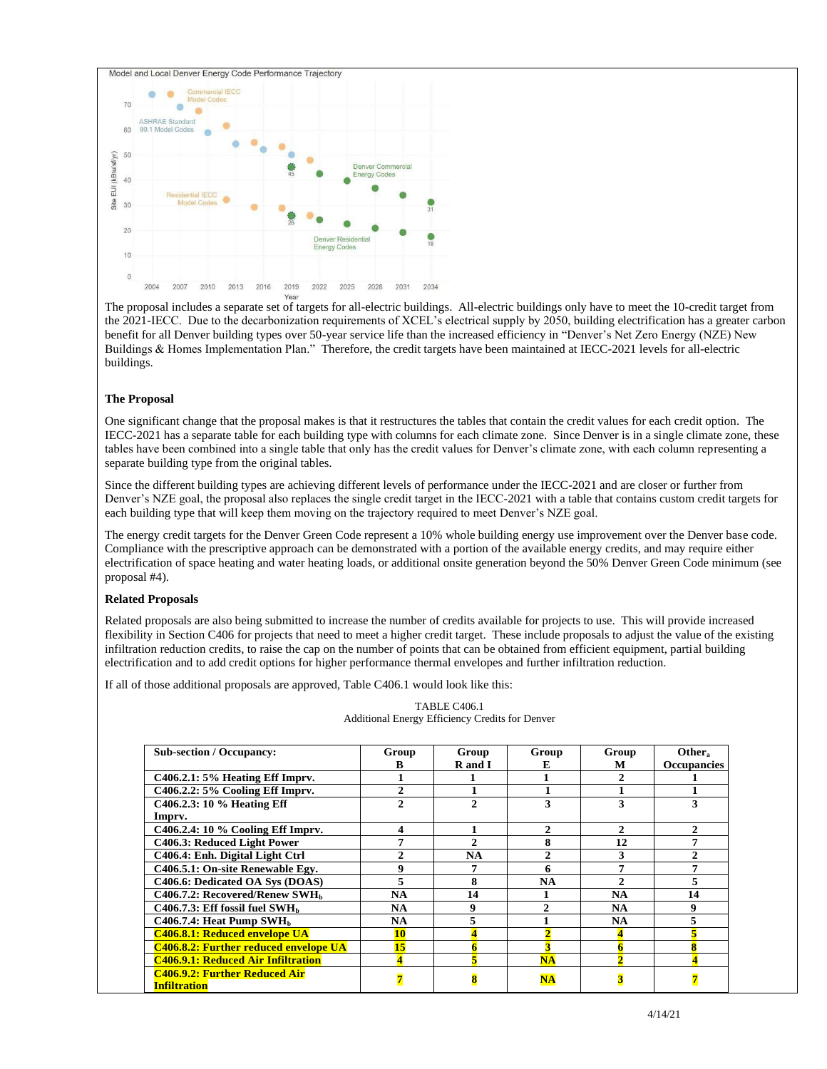Model and Local Denver Energy Code Performance Trajectory

Commercial IECC Model Codes

ASHRAE Standard 90.1 Model Codes

Residential IECC Model Codes

Denver Commercial Energy Codes

Denver Residential Energy Codes

Site EUI (kBtu/sf/yr)

0
10
20
30
40
50
60
70

45
25
31
18

2004 2007 2010 2013 2016 2019 2022 2025 2028 2031 2034

Year

The proposal includes a separate set of targets for all-electric buildings. All-electric buildings only have to meet the 10-credit target from the 2021-IECC. Due to the decarbonization requirements of XCEL's electrical supply by 2050, building electrification has a greater carbon benefit for all Denver building types over 50-year service life than the increased efficiency in "Denver's Net Zero Energy (NZE) New Buildings & Homes Implementation Plan." Therefore, the credit targets have been maintained at IECC-2021 levels for all-electric buildings.

**The Proposal**

One significant change that the proposal makes is that it restructures the tables that contain the credit values for each credit option. The IECC-2021 has a separate table for each building type with columns for each climate zone. Since Denver is in a single climate zone, these tables have been combined into a single table that only has the credit values for Denver's climate zone, with each column representing a separate building type from the original tables.

Since the different building types are achieving different levels of performance under the IECC-2021 and are closer or further from Denver's NZE goal, the proposal also replaces the single credit target in the IECC-2021 with a table that contains custom credit targets for each building type that will keep them moving on the trajectory required to meet Denver's NZE goal.

The energy credit targets for the Denver Green Code represent a 10% whole building energy use improvement over the Denver base code. Compliance with the prescriptive approach can be demonstrated with a portion of the available energy credits, and may require either electrification of space heating and water heating loads, or additional onsite generation beyond the 50% Denver Green Code minimum (see proposal #4).

**Related Proposals**

Related proposals are also being submitted to increase the number of credits available for projects to use. This will provide increased flexibility in Section C406 for projects that need to meet a higher credit target. These include proposals to adjust the value of the existing infiltration reduction credits, to raise the cap on the number of points that can be obtained from efficient equipment, partial building electrification and to add credit options for higher performance thermal envelopes and further infiltration reduction.

If all of those additional proposals are approved, Table C406.1 would look like this:

TABLE C406.1
Additional Energy Efficiency Credits for Denver

| Sub-section / Occupancy: | Group B | Group R and I | Group E | Group M | Other[a] Occupancies |
|---|---|---|---|---|---|
| C406.2.1: 5% Heating Eff Imprv. | 1 | 1 | 1 | 2 | 1 |
| C406.2.2: 5% Cooling Eff Imprv. | 2 | 1 | 1 | 1 | 1 |
| C406.2.3: 10 % Heating Eff Imprv. | 2 | 2 | 3 | 3 | 3 |
| C406.2.4: 10 % Cooling Eff Imprv. | 4 | 1 | 2 | 2 | 2 |
| C406.3: Reduced Light Power | 7 | 2 | 8 | 12 | 7 |
| C406.4: Enh. Digital Light Ctrl | 2 | NA | 2 | 3 | 2 |
| C406.5.1: On-site Renewable Egy. | 9 | 7 | 6 | 7 | 7 |
| C406.6: Dedicated OA Sys (DOAS) | 5 | 8 | NA | 2 | 5 |
| C406.7.2: Recovered/Renew SWH[b] | NA | 14 | 1 | NA | 14 |
| C406.7.3: Eff fossil fuel SWH[b] | NA | 9 | 2 | NA | 9 |
| C406.7.4: Heat Pump SWH[b] | NA | 5 | 1 | NA | 5 |
| C406.8.1: Reduced envelope UA | 10 | 4 | 2 | 4 | 5 |
| C406.8.2: Further reduced envelope UA | 15 | 6 | 3 | 6 | 8 |
| C406.9.1: Reduced Air Infiltration | 4 | 5 | NA | 2 | 4 |
| C406.9.2: Further Reduced Air Infiltration | 7 | 8 | NA | 3 | 7 |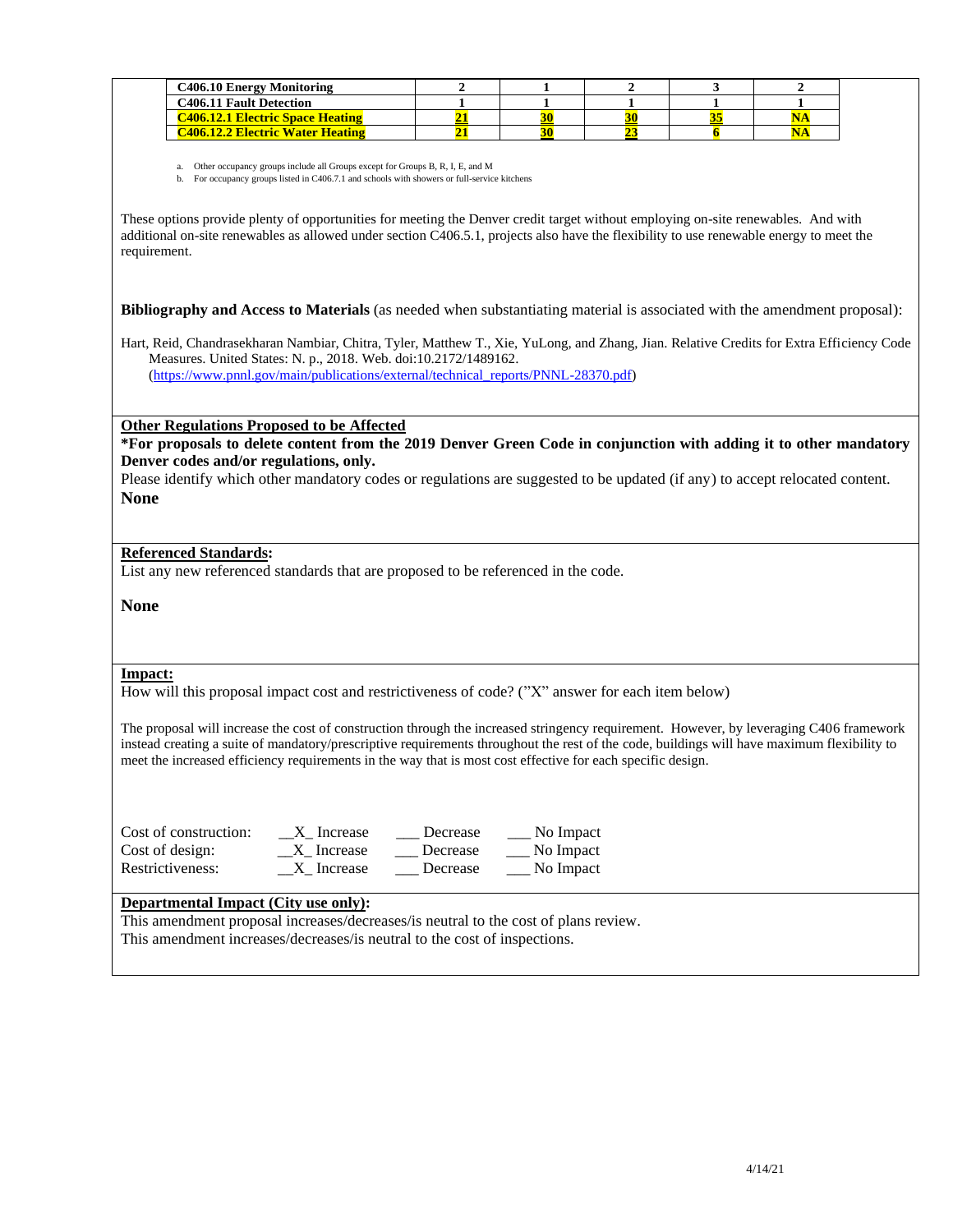| | | | | | |
|---|---|---|---|---|---|
| **C406.10 Energy Monitoring** | **2** | **1** | **2** | **3** | **2** |
| **C406.11 Fault Detection** | **1** | **1** | **1** | **1** | **1** |
| **C406.12.1 Electric Space Heating** | **21** | **30** | **30** | **35** | **NA** |
| **C406.12.2 Electric Water Heating** | **21** | **30** | **23** | **6** | **NA** |

a. Other occupancy groups include all Groups except for Groups B, R, I, E, and M
b. For occupancy groups listed in C406.7.1 and schools with showers or full-service kitchens

These options provide plenty of opportunities for meeting the Denver credit target without employing on-site renewables. And with additional on-site renewables as allowed under section C406.5.1, projects also have the flexibility to use renewable energy to meet the requirement.

**Bibliography and Access to Materials** (as needed when substantiating material is associated with the amendment proposal):

Hart, Reid, Chandrasekharan Nambiar, Chitra, Tyler, Matthew T., Xie, YuLong, and Zhang, Jian. Relative Credits for Extra Efficiency Code Measures. United States: N. p., 2018. Web. doi:10.2172/1489162. (https://www.pnnl.gov/main/publications/external/technical_reports/PNNL-28370.pdf)

**Other Regulations Proposed to be Affected**

**\*For proposals to delete content from the 2019 Denver Green Code in conjunction with adding it to other mandatory Denver codes and/or regulations, only.**

Please identify which other mandatory codes or regulations are suggested to be updated (if any) to accept relocated content.

**None**

**Referenced Standards:**

List any new referenced standards that are proposed to be referenced in the code.

**None**

**Impact:**

How will this proposal impact cost and restrictiveness of code? ("X" answer for each item below)

The proposal will increase the cost of construction through the increased stringency requirement. However, by leveraging C406 framework instead creating a suite of mandatory/prescriptive requirements throughout the rest of the code, buildings will have maximum flexibility to meet the increased efficiency requirements in the way that is most cost effective for each specific design.

Cost of construction: __X_ Increase ___ Decrease ___ No Impact
Cost of design: __X_ Increase ___ Decrease ___ No Impact
Restrictiveness: __X_ Increase ___ Decrease ___ No Impact

**Departmental Impact (City use only):**

This amendment proposal increases/decreases/is neutral to the cost of plans review.
This amendment increases/decreases/is neutral to the cost of inspections.

4/14/21